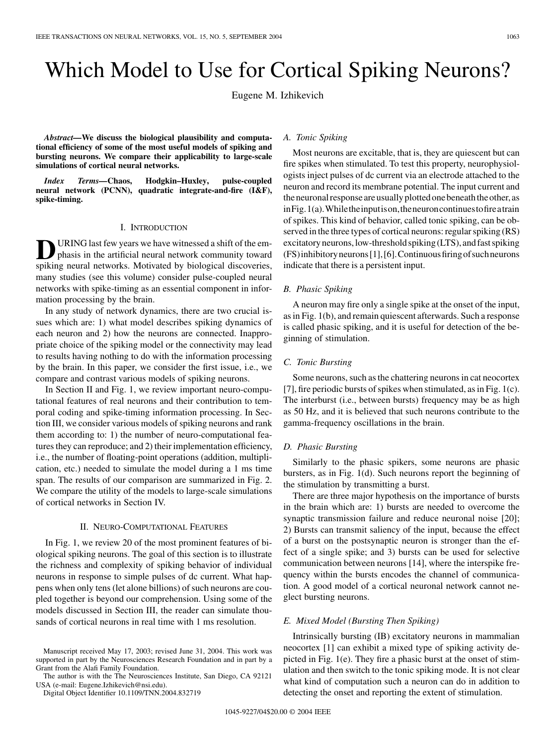# Which Model to Use for Cortical Spiking Neurons?

Eugene M. Izhikevich

***Abstract*—We discuss the biological plausibility and computational efficiency of some of the most useful models of spiking and bursting neurons. We compare their applicability to large-scale simulations of cortical neural networks.**

***Index Terms*—Chaos, Hodgkin–Huxley, pulse-coupled neural network (PCNN), quadratic integrate-and-fire (I&F), spike-timing.**

## I. Introduction

During last few years we have witnessed a shift of the emphasis in the artificial neural network community toward spiking neural networks. Motivated by biological discoveries, many studies (see this volume) consider pulse-coupled neural networks with spike-timing as an essential component in information processing by the brain.

In any study of network dynamics, there are two crucial issues which are: 1) what model describes spiking dynamics of each neuron and 2) how the neurons are connected. Inappropriate choice of the spiking model or the connectivity may lead to results having nothing to do with the information processing by the brain. In this paper, we consider the first issue, i.e., we compare and contrast various models of spiking neurons.

In Section II and Fig. 1, we review important neuro-computational features of real neurons and their contribution to temporal coding and spike-timing information processing. In Section III, we consider various models of spiking neurons and rank them according to: 1) the number of neuro-computational features they can reproduce; and 2) their implementation efficiency, i.e., the number of floating-point operations (addition, multiplication, etc.) needed to simulate the model during a 1 ms time span. The results of our comparison are summarized in Fig. 2. We compare the utility of the models to large-scale simulations of cortical networks in Section IV.

## II. Neuro-Computational Features

In Fig. 1, we review 20 of the most prominent features of biological spiking neurons. The goal of this section is to illustrate the richness and complexity of spiking behavior of individual neurons in response to simple pulses of dc current. What happens when only tens (let alone billions) of such neurons are coupled together is beyond our comprehension. Using some of the models discussed in Section III, the reader can simulate thousands of cortical neurons in real time with 1 ms resolution.

Manuscript received May 17, 2003; revised June 31, 2004. This work was supported in part by the Neurosciences Research Foundation and in part by a Grant from the Alafi Family Foundation.

The author is with the The Neurosciences Institute, San Diego, CA 92121 USA (e-mail: Eugene.Izhikevich@nsi.edu).

Digital Object Identifier 10.1109/TNN.2004.832719

### A. Tonic Spiking

Most neurons are excitable, that is, they are quiescent but can fire spikes when stimulated. To test this property, neurophysiologists inject pulses of dc current via an electrode attached to the neuron and record its membrane potential. The input current and the neuronal response are usually plotted one beneath the other, as in Fig. 1(a). While the input is on, the neuron continues to fire a train of spikes. This kind of behavior, called tonic spiking, can be observed in the three types of cortical neurons: regular spiking (RS) excitatory neurons, low-threshold spiking (LTS), and fast spiking (FS) inhibitory neurons [1], [6]. Continuous firing of such neurons indicate that there is a persistent input.

### B. Phasic Spiking

A neuron may fire only a single spike at the onset of the input, as in Fig. 1(b), and remain quiescent afterwards. Such a response is called phasic spiking, and it is useful for detection of the beginning of stimulation.

### C. Tonic Bursting

Some neurons, such as the chattering neurons in cat neocortex [7], fire periodic bursts of spikes when stimulated, as in Fig. 1(c). The interburst (i.e., between bursts) frequency may be as high as 50 Hz, and it is believed that such neurons contribute to the gamma-frequency oscillations in the brain.

### D. Phasic Bursting

Similarly to the phasic spikers, some neurons are phasic bursters, as in Fig. 1(d). Such neurons report the beginning of the stimulation by transmitting a burst.

There are three major hypothesis on the importance of bursts in the brain which are: 1) bursts are needed to overcome the synaptic transmission failure and reduce neuronal noise [20]; 2) Bursts can transmit saliency of the input, because the effect of a burst on the postsynaptic neuron is stronger than the effect of a single spike; and 3) bursts can be used for selective communication between neurons [14], where the interspike frequency within the bursts encodes the channel of communication. A good model of a cortical neuronal network cannot neglect bursting neurons.

### E. Mixed Model (Bursting Then Spiking)

Intrinsically bursting (IB) excitatory neurons in mammalian neocortex [1] can exhibit a mixed type of spiking activity depicted in Fig. 1(e). They fire a phasic burst at the onset of stimulation and then switch to the tonic spiking mode. It is not clear what kind of computation such a neuron can do in addition to detecting the onset and reporting the extent of stimulation.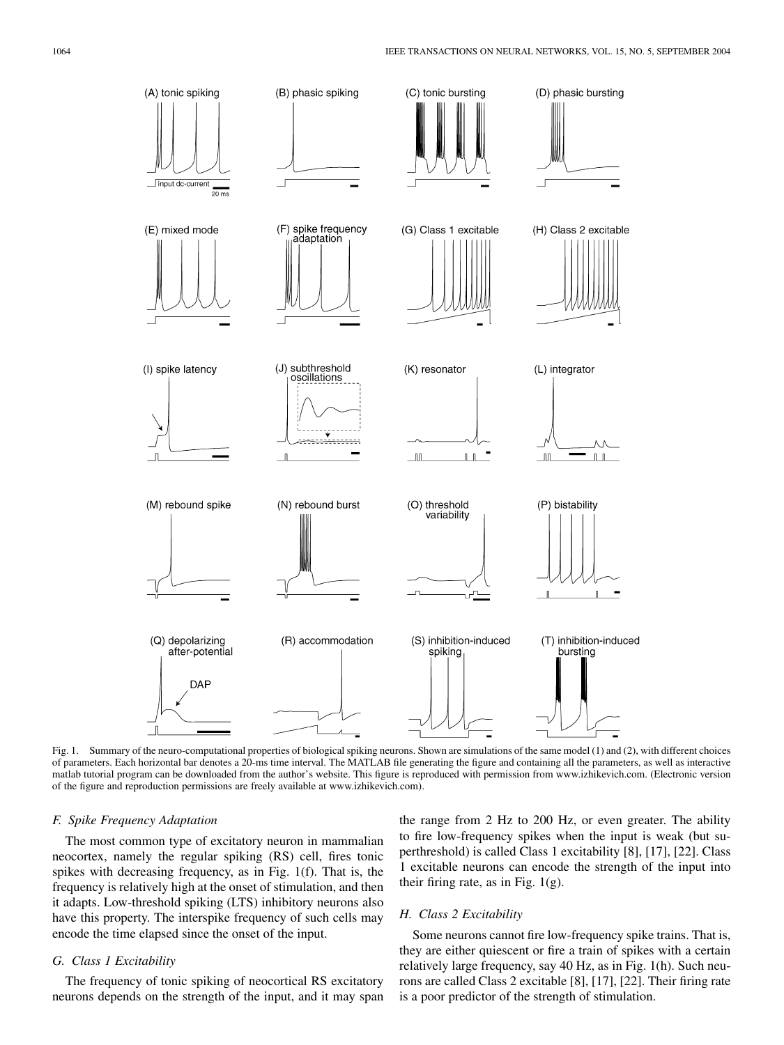Fig. 1. Summary of the neuro-computational properties of biological spiking neurons. Shown are simulations of the same model (1) and (2), with different choices of parameters. Each horizontal bar denotes a 20-ms time interval. The MATLAB file generating the figure and containing all the parameters, as well as interactive matlab tutorial program can be downloaded from the author's website. This figure is reproduced with permission from www.izhikevich.com. (Electronic version of the figure and reproduction permissions are freely available at www.izhikevich.com).

### *F. Spike Frequency Adaptation*

The most common type of excitatory neuron in mammalian neocortex, namely the regular spiking (RS) cell, fires tonic spikes with decreasing frequency, as in Fig. 1(f). That is, the frequency is relatively high at the onset of stimulation, and then it adapts. Low-threshold spiking (LTS) inhibitory neurons also have this property. The interspike frequency of such cells may encode the time elapsed since the onset of the input.

### *G. Class 1 Excitability*

The frequency of tonic spiking of neocortical RS excitatory neurons depends on the strength of the input, and it may span the range from 2 Hz to 200 Hz, or even greater. The ability to fire low-frequency spikes when the input is weak (but superthreshold) is called Class 1 excitability [8], [17], [22]. Class 1 excitable neurons can encode the strength of the input into their firing rate, as in Fig. 1(g).

### *H. Class 2 Excitability*

Some neurons cannot fire low-frequency spike trains. That is, they are either quiescent or fire a train of spikes with a certain relatively large frequency, say 40 Hz, as in Fig. 1(h). Such neurons are called Class 2 excitable [8], [17], [22]. Their firing rate is a poor predictor of the strength of stimulation.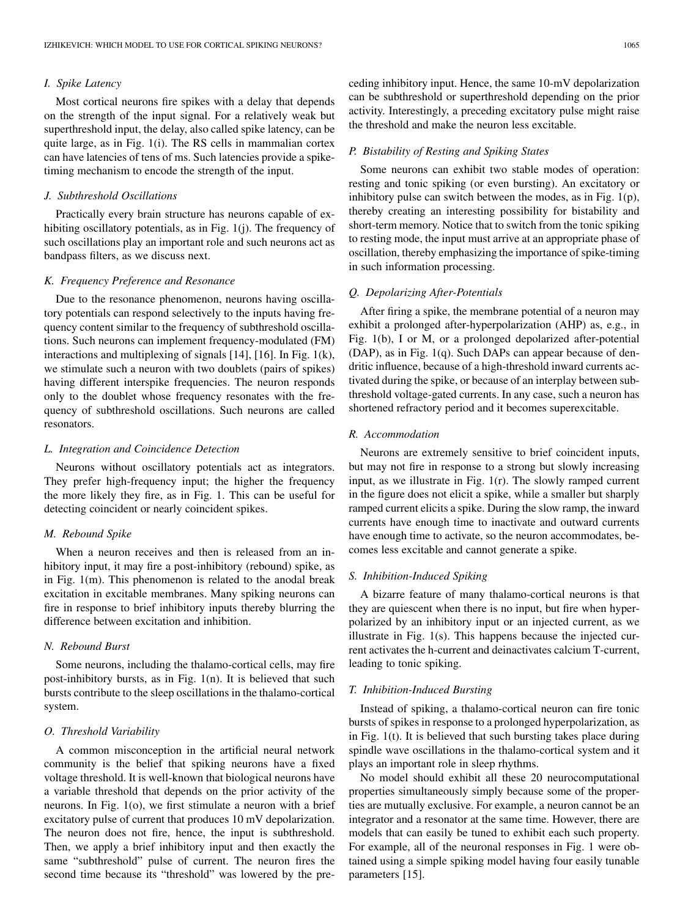### I. Spike Latency

Most cortical neurons fire spikes with a delay that depends on the strength of the input signal. For a relatively weak but superthreshold input, the delay, also called spike latency, can be quite large, as in Fig. 1(i). The RS cells in mammalian cortex can have latencies of tens of ms. Such latencies provide a spike-timing mechanism to encode the strength of the input.

### J. Subthreshold Oscillations

Practically every brain structure has neurons capable of exhibiting oscillatory potentials, as in Fig. 1(j). The frequency of such oscillations play an important role and such neurons act as bandpass filters, as we discuss next.

### K. Frequency Preference and Resonance

Due to the resonance phenomenon, neurons having oscillatory potentials can respond selectively to the inputs having frequency content similar to the frequency of subthreshold oscillations. Such neurons can implement frequency-modulated (FM) interactions and multiplexing of signals [14], [16]. In Fig. 1(k), we stimulate such a neuron with two doublets (pairs of spikes) having different interspike frequencies. The neuron responds only to the doublet whose frequency resonates with the frequency of subthreshold oscillations. Such neurons are called resonators.

### L. Integration and Coincidence Detection

Neurons without oscillatory potentials act as integrators. They prefer high-frequency input; the higher the frequency the more likely they fire, as in Fig. 1. This can be useful for detecting coincident or nearly coincident spikes.

### M. Rebound Spike

When a neuron receives and then is released from an inhibitory input, it may fire a post-inhibitory (rebound) spike, as in Fig. 1(m). This phenomenon is related to the anodal break excitation in excitable membranes. Many spiking neurons can fire in response to brief inhibitory inputs thereby blurring the difference between excitation and inhibition.

### N. Rebound Burst

Some neurons, including the thalamo-cortical cells, may fire post-inhibitory bursts, as in Fig. 1(n). It is believed that such bursts contribute to the sleep oscillations in the thalamo-cortical system.

### O. Threshold Variability

A common misconception in the artificial neural network community is the belief that spiking neurons have a fixed voltage threshold. It is well-known that biological neurons have a variable threshold that depends on the prior activity of the neurons. In Fig. 1(o), we first stimulate a neuron with a brief excitatory pulse of current that produces 10 mV depolarization. The neuron does not fire, hence, the input is subthreshold. Then, we apply a brief inhibitory input and then exactly the same "subthreshold" pulse of current. The neuron fires the second time because its "threshold" was lowered by the preceding inhibitory input. Hence, the same 10-mV depolarization can be subthreshold or superthreshold depending on the prior activity. Interestingly, a preceding excitatory pulse might raise the threshold and make the neuron less excitable.

### P. Bistability of Resting and Spiking States

Some neurons can exhibit two stable modes of operation: resting and tonic spiking (or even bursting). An excitatory or inhibitory pulse can switch between the modes, as in Fig. 1(p), thereby creating an interesting possibility for bistability and short-term memory. Notice that to switch from the tonic spiking to resting mode, the input must arrive at an appropriate phase of oscillation, thereby emphasizing the importance of spike-timing in such information processing.

### Q. Depolarizing After-Potentials

After firing a spike, the membrane potential of a neuron may exhibit a prolonged after-hyperpolarization (AHP) as, e.g., in Fig. 1(b), I or M, or a prolonged depolarized after-potential (DAP), as in Fig. 1(q). Such DAPs can appear because of dendritic influence, because of a high-threshold inward currents activated during the spike, or because of an interplay between subthreshold voltage-gated currents. In any case, such a neuron has shortened refractory period and it becomes superexcitable.

### R. Accommodation

Neurons are extremely sensitive to brief coincident inputs, but may not fire in response to a strong but slowly increasing input, as we illustrate in Fig. 1(r). The slowly ramped current in the figure does not elicit a spike, while a smaller but sharply ramped current elicits a spike. During the slow ramp, the inward currents have enough time to inactivate and outward currents have enough time to activate, so the neuron accommodates, becomes less excitable and cannot generate a spike.

### S. Inhibition-Induced Spiking

A bizarre feature of many thalamo-cortical neurons is that they are quiescent when there is no input, but fire when hyperpolarized by an inhibitory input or an injected current, as we illustrate in Fig. 1(s). This happens because the injected current activates the h-current and deinactivates calcium T-current, leading to tonic spiking.

### T. Inhibition-Induced Bursting

Instead of spiking, a thalamo-cortical neuron can fire tonic bursts of spikes in response to a prolonged hyperpolarization, as in Fig. 1(t). It is believed that such bursting takes place during spindle wave oscillations in the thalamo-cortical system and it plays an important role in sleep rhythms.

No model should exhibit all these 20 neurocomputational properties simultaneously simply because some of the properties are mutually exclusive. For example, a neuron cannot be an integrator and a resonator at the same time. However, there are models that can easily be tuned to exhibit each such property. For example, all of the neuronal responses in Fig. 1 were obtained using a simple spiking model having four easily tunable parameters [15].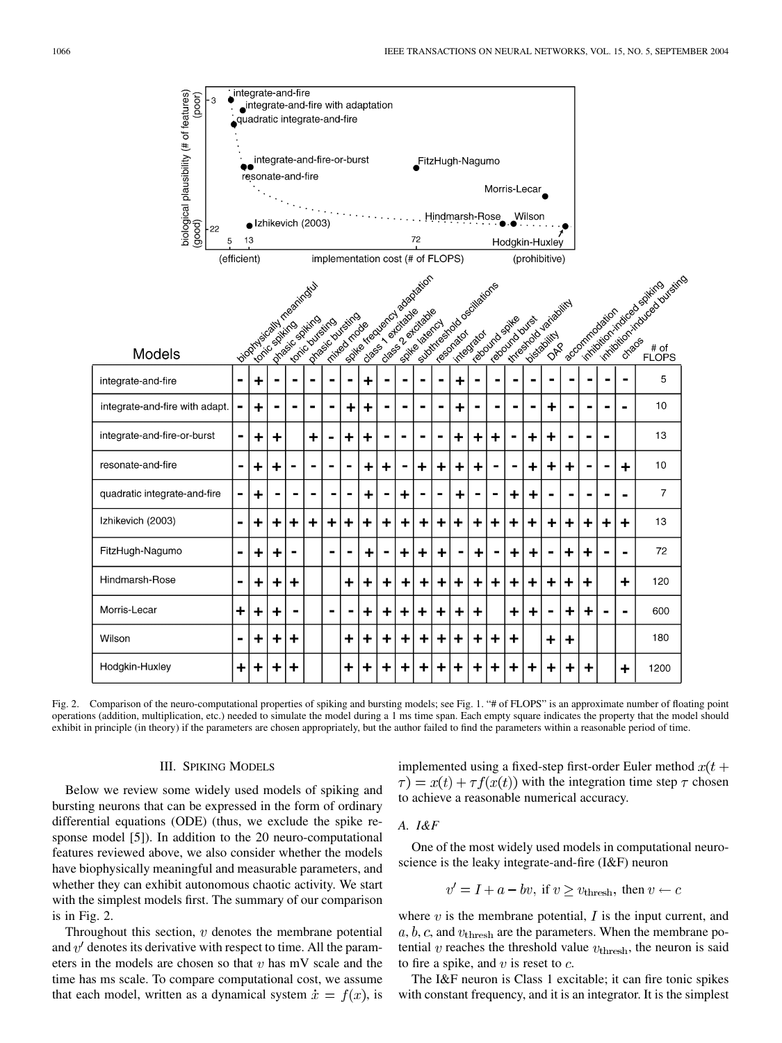| Models | biophysically meaningful | tonic spiking | phasic spiking | tonic bursting | phasic bursting | mixed mode | spike frequency adaptation | class 1 excitable | class 2 excitable | spike latency | subthreshold oscillations | resonator | integrator | rebound spike | rebound burst | threshold variability | bistability | DAP | accommodation | inhibition-induced spiking | inhibition-induced bursting | chaos | # of FLOPS |
|---|---|---|---|---|---|---|---|---|---|---|---|---|---|---|---|---|---|---|---|---|---|---|---|
| integrate-and-fire | - | + | - | - | - | - | - | + | - | - | - | - | + | - | - | - | - | - | - | - | - | - | 5 |
| integrate-and-fire with adapt. | - | + | - | - | - | - | + | + | - | - | - | - | + | - | - | - | - | + | - | - | - | - | 10 |
| integrate-and-fire-or-burst | - | + | + | | + | - | + | + | - | - | - | - | + | + | + | - | + | + | - | - | - | | 13 |
| resonate-and-fire | - | + | + | - | - | - | - | + | + | - | + | + | + | + | - | - | + | + | + | - | - | + | 10 |
| quadratic integrate-and-fire | - | + | - | - | - | - | - | + | - | + | - | - | + | - | - | + | + | - | - | - | - | - | 7 |
| Izhikevich (2003) | - | + | + | + | + | + | + | + | + | + | + | + | + | + | + | + | + | + | + | + | + | + | 13 |
| FitzHugh-Nagumo | - | + | + | - | | - | - | + | - | + | + | + | - | + | - | + | + | - | + | + | - | - | 72 |
| Hindmarsh-Rose | - | + | + | + | | | + | + | + | + | + | + | + | + | + | + | + | + | + | + | | + | 120 |
| Morris-Lecar | + | + | + | - | | - | - | + | + | + | + | + | + | + | | + | + | - | + | + | - | - | 600 |
| Wilson | - | + | + | + | | | + | + | + | + | + | + | + | + | + | + | | + | + | | | | 180 |
| Hodgkin-Huxley | + | + | + | + | | | + | + | + | + | + | + | + | + | + | + | + | + | + | + | | + | 1200 |

Fig. 2. Comparison of the neuro-computational properties of spiking and bursting models; see Fig. 1. "# of FLOPS" is an approximate number of floating point operations (addition, multiplication, etc.) needed to simulate the model during a 1 ms time span. Each empty square indicates the property that the model should exhibit in principle (in theory) if the parameters are chosen appropriately, but the author failed to find the parameters within a reasonable period of time.

## III. Spiking Models

Below we review some widely used models of spiking and bursting neurons that can be expressed in the form of ordinary differential equations (ODE) (thus, we exclude the spike response model [5]). In addition to the 20 neuro-computational features reviewed above, we also consider whether the models have biophysically meaningful and measurable parameters, and whether they can exhibit autonomous chaotic activity. We start with the simplest models first. The summary of our comparison is in Fig. 2.

Throughout this section, $v$ denotes the membrane potential and $v'$ denotes its derivative with respect to time. All the parameters in the models are chosen so that $v$ has mV scale and the time has ms scale. To compare computational cost, we assume that each model, written as a dynamical system $\dot{x} = f(x)$, is implemented using a fixed-step first-order Euler method $x(t + \tau) = x(t) + \tau f(x(t))$ with the integration time step $\tau$ chosen to achieve a reasonable numerical accuracy.

### A. I&F

One of the most widely used models in computational neuroscience is the leaky integrate-and-fire (I&F) neuron

$$v' = I + a - bv, \text{ if } v \geq v_{\text{thresh}}, \text{ then } v \leftarrow c$$

where $v$ is the membrane potential, $I$ is the input current, and $a, b, c$, and $v_{\text{thresh}}$ are the parameters. When the membrane potential $v$ reaches the threshold value $v_{\text{thresh}}$, the neuron is said to fire a spike, and $v$ is reset to $c$.

The I&F neuron is Class 1 excitable; it can fire tonic spikes with constant frequency, and it is an integrator. It is the simplest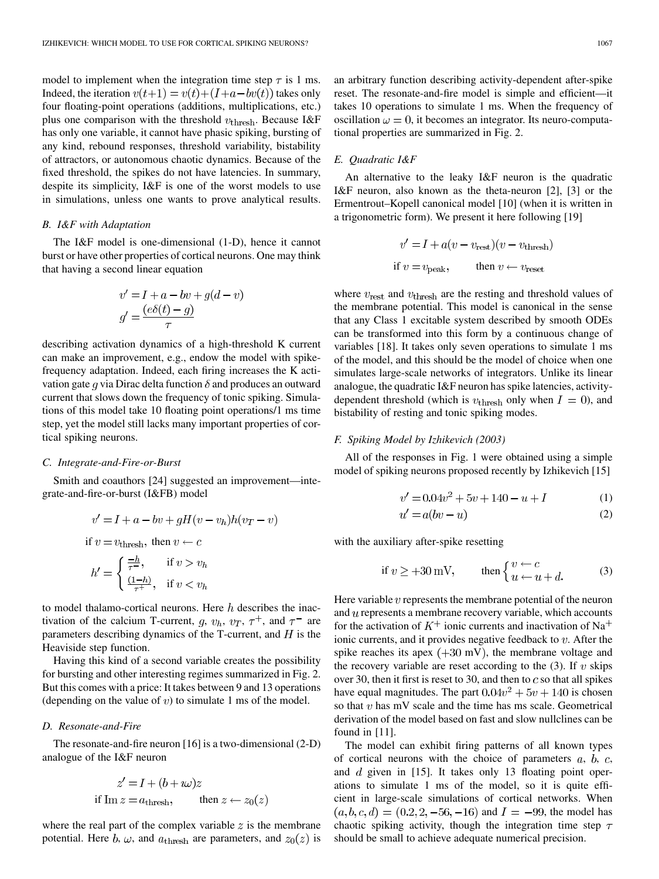model to implement when the integration time step $\tau$ is 1 ms. Indeed, the iteration $v(t+1) = v(t) + (I + a - bv(t))$ takes only four floating-point operations (additions, multiplications, etc.) plus one comparison with the threshold $v_{\text{thresh}}$. Because I&F has only one variable, it cannot have phasic spiking, bursting of any kind, rebound responses, threshold variability, bistability of attractors, or autonomous chaotic dynamics. Because of the fixed threshold, the spikes do not have latencies. In summary, despite its simplicity, I&F is one of the worst models to use in simulations, unless one wants to prove analytical results.

### *B. I&F with Adaptation*

The I&F model is one-dimensional (1-D), hence it cannot burst or have other properties of cortical neurons. One may think that having a second linear equation

$$v' = I + a - bv + g(d - v)$$
$$g' = \frac{(e\delta(t) - g)}{\tau}$$

describing activation dynamics of a high-threshold K current can make an improvement, e.g., endow the model with spike-frequency adaptation. Indeed, each firing increases the K activation gate $g$ via Dirac delta function $\delta$ and produces an outward current that slows down the frequency of tonic spiking. Simulations of this model take 10 floating point operations/1 ms time step, yet the model still lacks many important properties of cortical spiking neurons.

### *C. Integrate-and-Fire-or-Burst*

Smith and coauthors [24] suggested an improvement—integrate-and-fire-or-burst (I&FB) model

$$v' = I + a - bv + gH(v - v_h)h(v_T - v)$$

$$\text{if } v = v_{\text{thresh}}, \text{ then } v \leftarrow c$$

$$h' = \begin{cases} \frac{-h}{\tau^-}, & \text{if } v > v_h \\ \frac{(1-h)}{\tau^+}, & \text{if } v < v_h \end{cases}$$

to model thalamo-cortical neurons. Here $h$ describes the inactivation of the calcium T-current, $g$, $v_h$, $v_T$, $\tau^+$, and $\tau^-$ are parameters describing dynamics of the T-current, and $H$ is the Heaviside step function.

Having this kind of a second variable creates the possibility for bursting and other interesting regimes summarized in Fig. 2. But this comes with a price: It takes between 9 and 13 operations (depending on the value of $v$) to simulate 1 ms of the model.

### *D. Resonate-and-Fire*

The resonate-and-fire neuron [16] is a two-dimensional (2-D) analogue of the I&F neuron

$$z' = I + (b + i\omega)z$$

$$\text{if } \operatorname{Im} z = a_{\text{thresh}}, \qquad \text{then } z \leftarrow z_0(z)$$

where the real part of the complex variable $z$ is the membrane potential. Here $b$, $\omega$, and $a_{\text{thresh}}$ are parameters, and $z_0(z)$ is an arbitrary function describing activity-dependent after-spike reset. The resonate-and-fire model is simple and efficient—it takes 10 operations to simulate 1 ms. When the frequency of oscillation $\omega = 0$, it becomes an integrator. Its neuro-computational properties are summarized in Fig. 2.

### *E. Quadratic I&F*

An alternative to the leaky I&F neuron is the quadratic I&F neuron, also known as the theta-neuron [2], [3] or the Ermentrout–Kopell canonical model [10] (when it is written in a trigonometric form). We present it here following [19]

$$v' = I + a(v - v_{\text{rest}})(v - v_{\text{thresh}})$$

$$\text{if } v = v_{\text{peak}}, \qquad \text{then } v \leftarrow v_{\text{reset}}$$

where $v_{\text{rest}}$ and $v_{\text{thresh}}$ are the resting and threshold values of the membrane potential. This model is canonical in the sense that any Class 1 excitable system described by smooth ODEs can be transformed into this form by a continuous change of variables [18]. It takes only seven operations to simulate 1 ms of the model, and this should be the model of choice when one simulates large-scale networks of integrators. Unlike its linear analogue, the quadratic I&F neuron has spike latencies, activity-dependent threshold (which is $v_{\text{thresh}}$ only when $I = 0$), and bistability of resting and tonic spiking modes.

### *F. Spiking Model by Izhikevich (2003)*

All of the responses in Fig. 1 were obtained using a simple model of spiking neurons proposed recently by Izhikevich [15]

$$v' = 0.04v^2 + 5v + 140 - u + I \tag{1}$$
$$u' = a(bv - u) \tag{2}$$

with the auxiliary after-spike resetting

$$\text{if } v \geq +30\,\text{mV}, \qquad \text{then } \begin{cases} v \leftarrow c \\ u \leftarrow u + d. \end{cases} \tag{3}$$

Here variable $v$ represents the membrane potential of the neuron and $u$ represents a membrane recovery variable, which accounts for the activation of $K^+$ ionic currents and inactivation of $\text{Na}^+$ ionic currents, and it provides negative feedback to $v$. After the spike reaches its apex (+30 mV), the membrane voltage and the recovery variable are reset according to the (3). If $v$ skips over 30, then it first is reset to 30, and then to $c$ so that all spikes have equal magnitudes. The part $0.04v^2 + 5v + 140$ is chosen so that $v$ has mV scale and the time has ms scale. Geometrical derivation of the model based on fast and slow nullclines can be found in [11].

The model can exhibit firing patterns of all known types of cortical neurons with the choice of parameters $a$, $b$, $c$, and $d$ given in [15]. It takes only 13 floating point operations to simulate 1 ms of the model, so it is quite efficient in large-scale simulations of cortical networks. When $(a, b, c, d) = (0.2, 2, -56, -16)$ and $I = -99$, the model has chaotic spiking activity, though the integration time step $\tau$ should be small to achieve adequate numerical precision.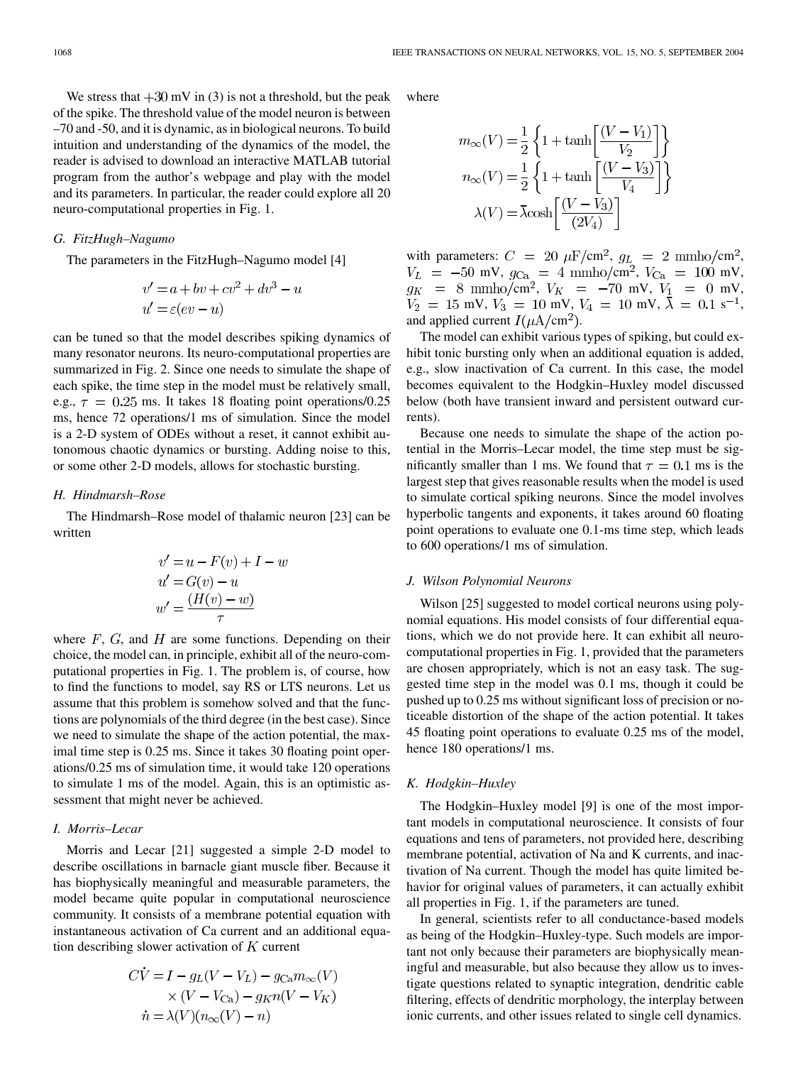We stress that $+30$ mV in (3) is not a threshold, but the peak of the spike. The threshold value of the model neuron is between –70 and -50, and it is dynamic, as in biological neurons. To build intuition and understanding of the dynamics of the model, the reader is advised to download an interactive MATLAB tutorial program from the author's webpage and play with the model and its parameters. In particular, the reader could explore all 20 neuro-computational properties in Fig. 1.

### G. FitzHugh–Nagumo

The parameters in the FitzHugh–Nagumo model [4]

$$v' = a + bv + cv^2 + dv^3 - u$$
$$u' = \varepsilon(ev - u)$$

can be tuned so that the model describes spiking dynamics of many resonator neurons. Its neuro-computational properties are summarized in Fig. 2. Since one needs to simulate the shape of each spike, the time step in the model must be relatively small, e.g., $\tau = 0.25$ ms. It takes 18 floating point operations/0.25 ms, hence 72 operations/1 ms of simulation. Since the model is a 2-D system of ODEs without a reset, it cannot exhibit autonomous chaotic dynamics or bursting. Adding noise to this, or some other 2-D models, allows for stochastic bursting.

### H. Hindmarsh–Rose

The Hindmarsh–Rose model of thalamic neuron [23] can be written

$$v' = u - F(v) + I - w$$
$$u' = G(v) - u$$
$$w' = \frac{(H(v) - w)}{\tau}$$

where $F$, $G$, and $H$ are some functions. Depending on their choice, the model can, in principle, exhibit all of the neuro-computational properties in Fig. 1. The problem is, of course, how to find the functions to model, say RS or LTS neurons. Let us assume that this problem is somehow solved and that the functions are polynomials of the third degree (in the best case). Since we need to simulate the shape of the action potential, the maximal time step is 0.25 ms. Since it takes 30 floating point operations/0.25 ms of simulation time, it would take 120 operations to simulate 1 ms of the model. Again, this is an optimistic assessment that might never be achieved.

### I. Morris–Lecar

Morris and Lecar [21] suggested a simple 2-D model to describe oscillations in barnacle giant muscle fiber. Because it has biophysically meaningful and measurable parameters, the model became quite popular in computational neuroscience community. It consists of a membrane potential equation with instantaneous activation of Ca current and an additional equation describing slower activation of $K$ current

$$C\dot{V} = I - g_L(V - V_L) - g_{\text{Ca}} m_\infty(V) \times (V - V_{\text{Ca}}) - g_K n (V - V_K)$$
$$\dot{n} = \lambda(V)(n_\infty(V) - n)$$

where

$$m_\infty(V) = \frac{1}{2}\left\{1 + \tanh\left[\frac{(V - V_1)}{V_2}\right]\right\}$$
$$n_\infty(V) = \frac{1}{2}\left\{1 + \tanh\left[\frac{(V - V_3)}{V_4}\right]\right\}$$
$$\lambda(V) = \bar{\lambda}\cosh\left[\frac{(V - V_3)}{(2V_4)}\right]$$

with parameters: $C = 20\ \mu\text{F/cm}^2$, $g_L = 2\ \text{mmho/cm}^2$, $V_L = -50$ mV, $g_{\text{Ca}} = 4\ \text{mmho/cm}^2$, $V_{\text{Ca}} = 100$ mV, $g_K = 8\ \text{mmho/cm}^2$, $V_K = -70$ mV, $V_1 = 0$ mV, $V_2 = 15$ mV, $V_3 = 10$ mV, $V_4 = 10$ mV, $\bar{\lambda} = 0.1\ \text{s}^{-1}$, and applied current $I (\mu\text{A/cm}^2)$.

The model can exhibit various types of spiking, but could exhibit tonic bursting only when an additional equation is added, e.g., slow inactivation of Ca current. In this case, the model becomes equivalent to the Hodgkin–Huxley model discussed below (both have transient inward and persistent outward currents).

Because one needs to simulate the shape of the action potential in the Morris–Lecar model, the time step must be significantly smaller than 1 ms. We found that $\tau = 0.1$ ms is the largest step that gives reasonable results when the model is used to simulate cortical spiking neurons. Since the model involves hyperbolic tangents and exponents, it takes around 60 floating point operations to evaluate one 0.1-ms time step, which leads to 600 operations/1 ms of simulation.

### J. Wilson Polynomial Neurons

Wilson [25] suggested to model cortical neurons using polynomial equations. His model consists of four differential equations, which we do not provide here. It can exhibit all neuro-computational properties in Fig. 1, provided that the parameters are chosen appropriately, which is not an easy task. The suggested time step in the model was 0.1 ms, though it could be pushed up to 0.25 ms without significant loss of precision or noticeable distortion of the shape of the action potential. It takes 45 floating point operations to evaluate 0.25 ms of the model, hence 180 operations/1 ms.

### K. Hodgkin–Huxley

The Hodgkin–Huxley model [9] is one of the most important models in computational neuroscience. It consists of four equations and tens of parameters, not provided here, describing membrane potential, activation of Na and K currents, and inactivation of Na current. Though the model has quite limited behavior for original values of parameters, it can actually exhibit all properties in Fig. 1, if the parameters are tuned.

In general, scientists refer to all conductance-based models as being of the Hodgkin–Huxley-type. Such models are important not only because their parameters are biophysically meaningful and measurable, but also because they allow us to investigate questions related to synaptic integration, dendritic cable filtering, effects of dendritic morphology, the interplay between ionic currents, and other issues related to single cell dynamics.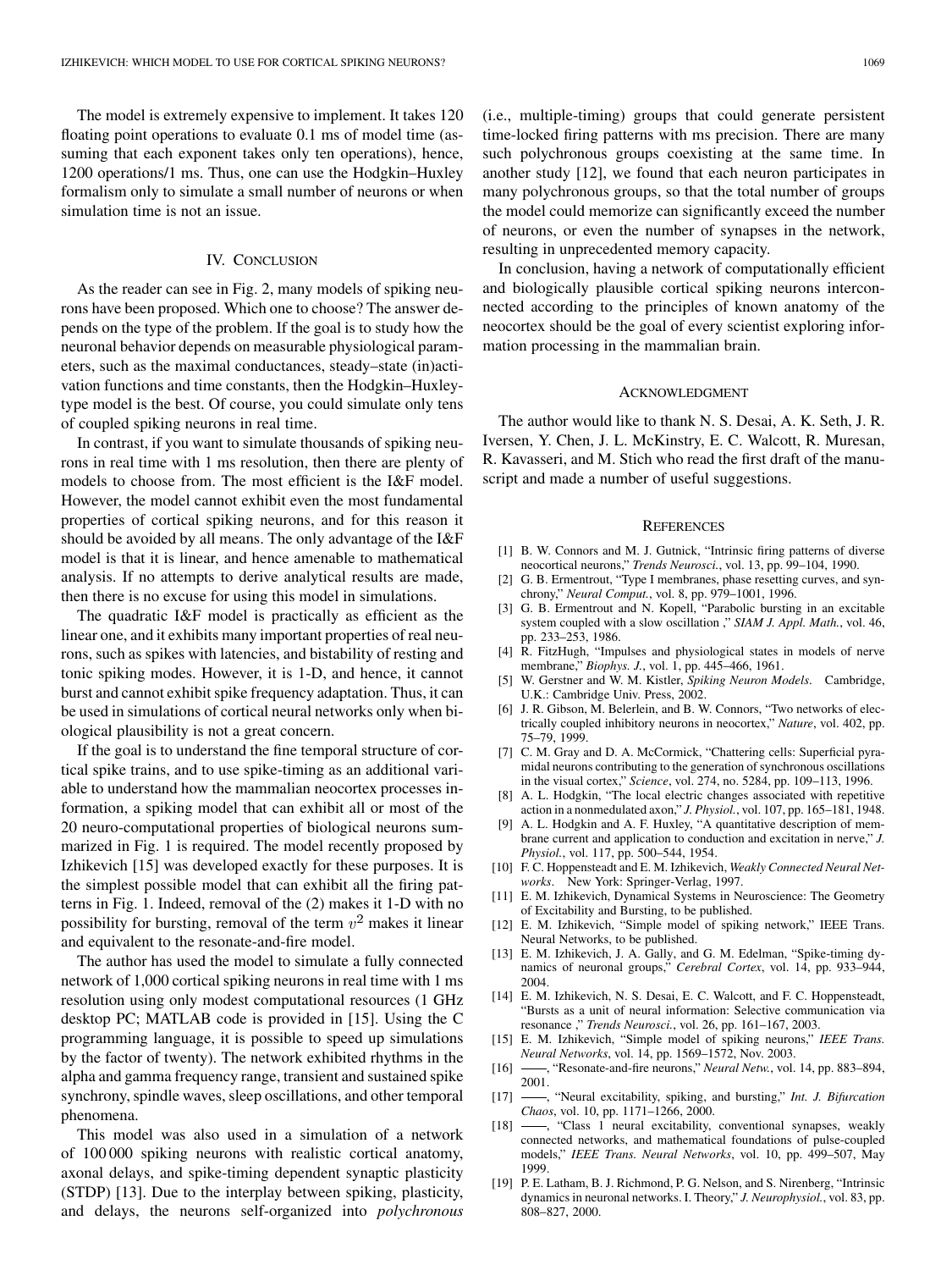The model is extremely expensive to implement. It takes 120 floating point operations to evaluate 0.1 ms of model time (assuming that each exponent takes only ten operations), hence, 1200 operations/1 ms. Thus, one can use the Hodgkin–Huxley formalism only to simulate a small number of neurons or when simulation time is not an issue.

## IV. Conclusion

As the reader can see in Fig. 2, many models of spiking neurons have been proposed. Which one to choose? The answer depends on the type of the problem. If the goal is to study how the neuronal behavior depends on measurable physiological parameters, such as the maximal conductances, steady–state (in)activation functions and time constants, then the Hodgkin–Huxley-type model is the best. Of course, you could simulate only tens of coupled spiking neurons in real time.

In contrast, if you want to simulate thousands of spiking neurons in real time with 1 ms resolution, then there are plenty of models to choose from. The most efficient is the I&F model. However, the model cannot exhibit even the most fundamental properties of cortical spiking neurons, and for this reason it should be avoided by all means. The only advantage of the I&F model is that it is linear, and hence amenable to mathematical analysis. If no attempts to derive analytical results are made, then there is no excuse for using this model in simulations.

The quadratic I&F model is practically as efficient as the linear one, and it exhibits many important properties of real neurons, such as spikes with latencies, and bistability of resting and tonic spiking modes. However, it is 1-D, and hence, it cannot burst and cannot exhibit spike frequency adaptation. Thus, it can be used in simulations of cortical neural networks only when biological plausibility is not a great concern.

If the goal is to understand the fine temporal structure of cortical spike trains, and to use spike-timing as an additional variable to understand how the mammalian neocortex processes information, a spiking model that can exhibit all or most of the 20 neuro-computational properties of biological neurons summarized in Fig. 1 is required. The model recently proposed by Izhikevich [15] was developed exactly for these purposes. It is the simplest possible model that can exhibit all the firing patterns in Fig. 1. Indeed, removal of the (2) makes it 1-D with no possibility for bursting, removal of the term $v^2$ makes it linear and equivalent to the resonate-and-fire model.

The author has used the model to simulate a fully connected network of 1,000 cortical spiking neurons in real time with 1 ms resolution using only modest computational resources (1 GHz desktop PC; MATLAB code is provided in [15]. Using the C programming language, it is possible to speed up simulations by the factor of twenty). The network exhibited rhythms in the alpha and gamma frequency range, transient and sustained spike synchrony, spindle waves, sleep oscillations, and other temporal phenomena.

This model was also used in a simulation of a network of 100 000 spiking neurons with realistic cortical anatomy, axonal delays, and spike-timing dependent synaptic plasticity (STDP) [13]. Due to the interplay between spiking, plasticity, and delays, the neurons self-organized into *polychronous* (i.e., multiple-timing) groups that could generate persistent time-locked firing patterns with ms precision. There are many such polychronous groups coexisting at the same time. In another study [12], we found that each neuron participates in many polychronous groups, so that the total number of groups the model could memorize can significantly exceed the number of neurons, or even the number of synapses in the network, resulting in unprecedented memory capacity.

In conclusion, having a network of computationally efficient and biologically plausible cortical spiking neurons interconnected according to the principles of known anatomy of the neocortex should be the goal of every scientist exploring information processing in the mammalian brain.

## Acknowledgment

The author would like to thank N. S. Desai, A. K. Seth, J. R. Iversen, Y. Chen, J. L. McKinstry, E. C. Walcott, R. Muresan, R. Kavasseri, and M. Stich who read the first draft of the manuscript and made a number of useful suggestions.

## References

[1] B. W. Connors and M. J. Gutnick, "Intrinsic firing patterns of diverse neocortical neurons," *Trends Neurosci.*, vol. 13, pp. 99–104, 1990.

[2] G. B. Ermentrout, "Type I membranes, phase resetting curves, and synchrony," *Neural Comput.*, vol. 8, pp. 979–1001, 1996.

[3] G. B. Ermentrout and N. Kopell, "Parabolic bursting in an excitable system coupled with a slow oscillation ," *SIAM J. Appl. Math.*, vol. 46, pp. 233–253, 1986.

[4] R. FitzHugh, "Impulses and physiological states in models of nerve membrane," *Biophys. J.*, vol. 1, pp. 445–466, 1961.

[5] W. Gerstner and W. M. Kistler, *Spiking Neuron Models*. Cambridge, U.K.: Cambridge Univ. Press, 2002.

[6] J. R. Gibson, M. Belerlein, and B. W. Connors, "Two networks of electrically coupled inhibitory neurons in neocortex," *Nature*, vol. 402, pp. 75–79, 1999.

[7] C. M. Gray and D. A. McCormick, "Chattering cells: Superficial pyramidal neurons contributing to the generation of synchronous oscillations in the visual cortex," *Science*, vol. 274, no. 5284, pp. 109–113, 1996.

[8] A. L. Hodgkin, "The local electric changes associated with repetitive action in a nonmedulated axon," *J. Physiol.*, vol. 107, pp. 165–181, 1948.

[9] A. L. Hodgkin and A. F. Huxley, "A quantitative description of membrane current and application to conduction and excitation in nerve," *J. Physiol.*, vol. 117, pp. 500–544, 1954.

[10] F. C. Hoppensteadt and E. M. Izhikevich, *Weakly Connected Neural Networks*. New York: Springer-Verlag, 1997.

[11] E. M. Izhikevich, Dynamical Systems in Neuroscience: The Geometry of Excitability and Bursting, to be published.

[12] E. M. Izhikevich, "Simple model of spiking network," IEEE Trans. Neural Networks, to be published.

[13] E. M. Izhikevich, J. A. Gally, and G. M. Edelman, "Spike-timing dynamics of neuronal groups," *Cerebral Cortex*, vol. 14, pp. 933–944, 2004.

[14] E. M. Izhikevich, N. S. Desai, E. C. Walcott, and F. C. Hoppensteadt, "Bursts as a unit of neural information: Selective communication via resonance ," *Trends Neurosci.*, vol. 26, pp. 161–167, 2003.

[15] E. M. Izhikevich, "Simple model of spiking neurons," *IEEE Trans. Neural Networks*, vol. 14, pp. 1569–1572, Nov. 2003.

[16] ——, "Resonate-and-fire neurons," *Neural Netw.*, vol. 14, pp. 883–894, 2001.

[17] ——, "Neural excitability, spiking, and bursting," *Int. J. Bifurcation Chaos*, vol. 10, pp. 1171–1266, 2000.

[18] ——, "Class 1 neural excitability, conventional synapses, weakly connected networks, and mathematical foundations of pulse-coupled models," *IEEE Trans. Neural Networks*, vol. 10, pp. 499–507, May 1999.

[19] P. E. Latham, B. J. Richmond, P. G. Nelson, and S. Nirenberg, "Intrinsic dynamics in neuronal networks. I. Theory," *J. Neurophysiol.*, vol. 83, pp. 808–827, 2000.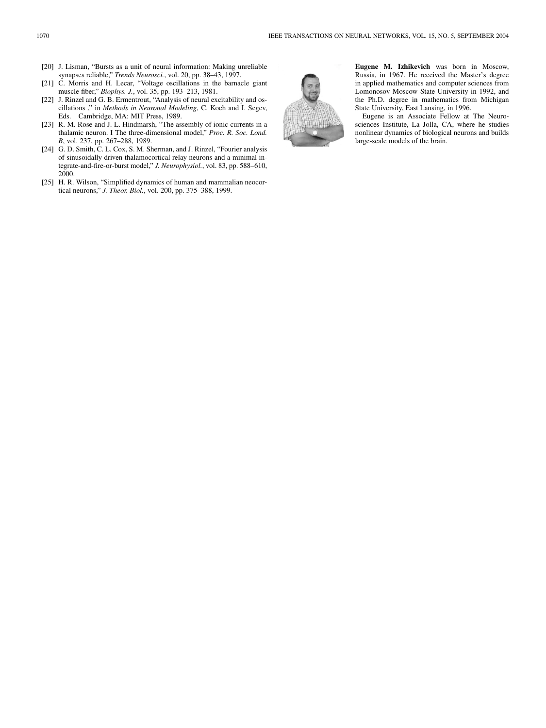[20] J. Lisman, "Bursts as a unit of neural information: Making unreliable synapses reliable," *Trends Neurosci.*, vol. 20, pp. 38–43, 1997.

[21] C. Morris and H. Lecar, "Voltage oscillations in the barnacle giant muscle fiber," *Biophys. J.*, vol. 35, pp. 193–213, 1981.

[22] J. Rinzel and G. B. Ermentrout, "Analysis of neural excitability and oscillations ," in *Methods in Neuronal Modeling*, C. Koch and I. Segev, Eds. Cambridge, MA: MIT Press, 1989.

[23] R. M. Rose and J. L. Hindmarsh, "The assembly of ionic currents in a thalamic neuron. I The three-dimensional model," *Proc. R. Soc. Lond. B*, vol. 237, pp. 267–288, 1989.

[24] G. D. Smith, C. L. Cox, S. M. Sherman, and J. Rinzel, "Fourier analysis of sinusoidally driven thalamocortical relay neurons and a minimal integrate-and-fire-or-burst model," *J. Neurophysiol.*, vol. 83, pp. 588–610, 2000.

[25] H. R. Wilson, "Simplified dynamics of human and mammalian neocortical neurons," *J. Theor. Biol.*, vol. 200, pp. 375–388, 1999.

**Eugene M. Izhikevich** was born in Moscow, Russia, in 1967. He received the Master's degree in applied mathematics and computer sciences from Lomonosov Moscow State University in 1992, and the Ph.D. degree in mathematics from Michigan State University, East Lansing, in 1996.

Eugene is an Associate Fellow at The Neurosciences Institute, La Jolla, CA, where he studies nonlinear dynamics of biological neurons and builds large-scale models of the brain.